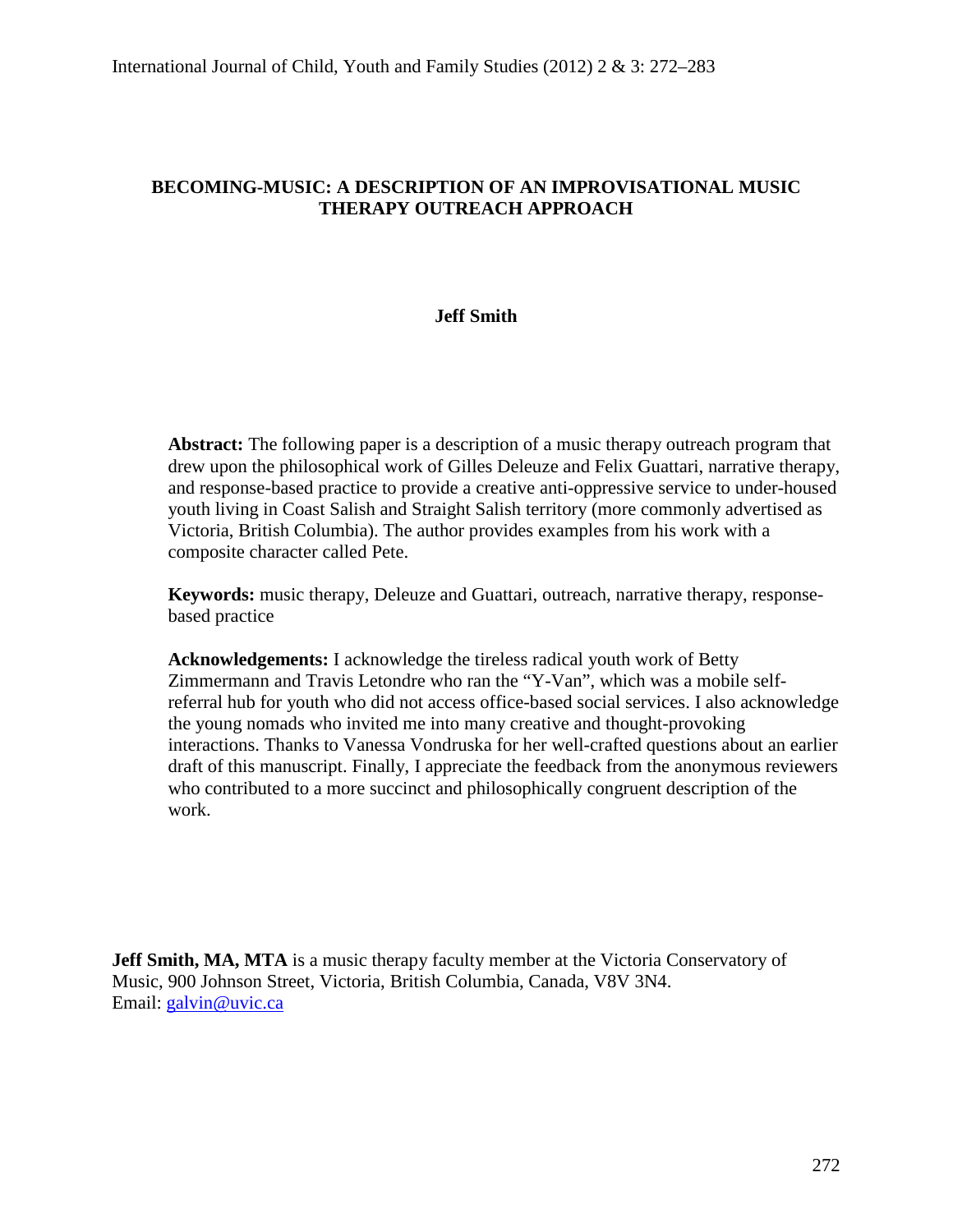# BECOMING-MUSIC: A DESCRIPTION OF AN IMPROVISATIONAL MUSIC THERAPY OUTREACH APPROACH

**Jeff Smith**

**Abstract:** The following paper is a description of a music therapy outreach program that drew upon the philosophical work of Gilles Deleuze and Felix Guattari, narrative therapy, and response-based practice to provide a creative anti-oppressive service to under-housed youth living in Coast Salish and Straight Salish territory (more commonly advertised as Victoria, British Columbia). The author provides examples from his work with a composite character called Pete.

**Keywords:** music therapy, Deleuze and Guattari, outreach, narrative therapy, response-based practice

**Acknowledgements:** I acknowledge the tireless radical youth work of Betty Zimmermann and Travis Letondre who ran the "Y-Van", which was a mobile self-referral hub for youth who did not access office-based social services. I also acknowledge the young nomads who invited me into many creative and thought-provoking interactions. Thanks to Vanessa Vondruska for her well-crafted questions about an earlier draft of this manuscript. Finally, I appreciate the feedback from the anonymous reviewers who contributed to a more succinct and philosophically congruent description of the work.

**Jeff Smith, MA, MTA** is a music therapy faculty member at the Victoria Conservatory of Music, 900 Johnson Street, Victoria, British Columbia, Canada, V8V 3N4.
Email: galvin@uvic.ca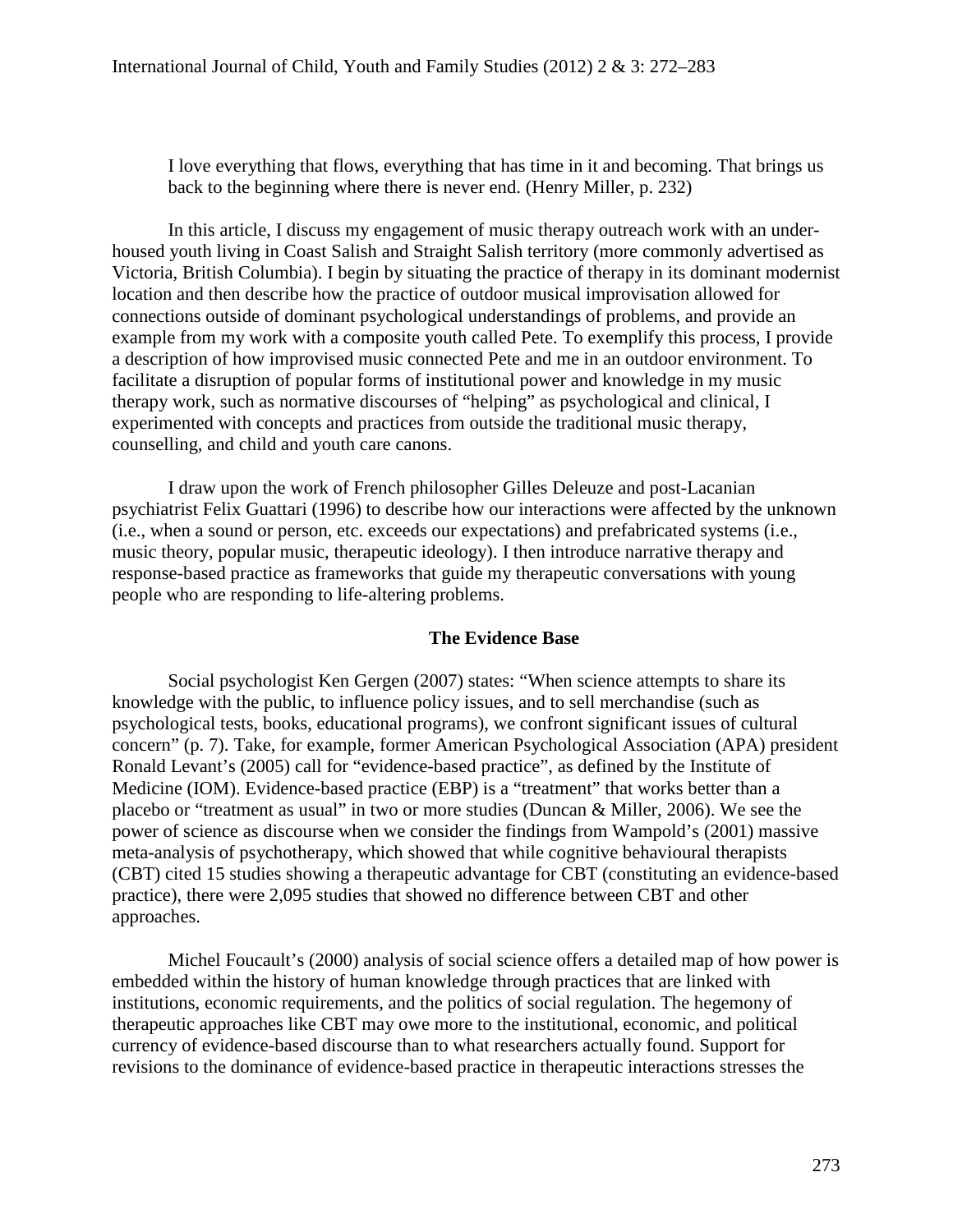> I love everything that flows, everything that has time in it and becoming. That brings us back to the beginning where there is never end. (Henry Miller, p. 232)

In this article, I discuss my engagement of music therapy outreach work with an under-housed youth living in Coast Salish and Straight Salish territory (more commonly advertised as Victoria, British Columbia). I begin by situating the practice of therapy in its dominant modernist location and then describe how the practice of outdoor musical improvisation allowed for connections outside of dominant psychological understandings of problems, and provide an example from my work with a composite youth called Pete. To exemplify this process, I provide a description of how improvised music connected Pete and me in an outdoor environment. To facilitate a disruption of popular forms of institutional power and knowledge in my music therapy work, such as normative discourses of "helping" as psychological and clinical, I experimented with concepts and practices from outside the traditional music therapy, counselling, and child and youth care canons.

I draw upon the work of French philosopher Gilles Deleuze and post-Lacanian psychiatrist Felix Guattari (1996) to describe how our interactions were affected by the unknown (i.e., when a sound or person, etc. exceeds our expectations) and prefabricated systems (i.e., music theory, popular music, therapeutic ideology). I then introduce narrative therapy and response-based practice as frameworks that guide my therapeutic conversations with young people who are responding to life-altering problems.

## The Evidence Base

Social psychologist Ken Gergen (2007) states: "When science attempts to share its knowledge with the public, to influence policy issues, and to sell merchandise (such as psychological tests, books, educational programs), we confront significant issues of cultural concern" (p. 7). Take, for example, former American Psychological Association (APA) president Ronald Levant's (2005) call for "evidence-based practice", as defined by the Institute of Medicine (IOM). Evidence-based practice (EBP) is a "treatment" that works better than a placebo or "treatment as usual" in two or more studies (Duncan & Miller, 2006). We see the power of science as discourse when we consider the findings from Wampold's (2001) massive meta-analysis of psychotherapy, which showed that while cognitive behavioural therapists (CBT) cited 15 studies showing a therapeutic advantage for CBT (constituting an evidence-based practice), there were 2,095 studies that showed no difference between CBT and other approaches.

Michel Foucault's (2000) analysis of social science offers a detailed map of how power is embedded within the history of human knowledge through practices that are linked with institutions, economic requirements, and the politics of social regulation. The hegemony of therapeutic approaches like CBT may owe more to the institutional, economic, and political currency of evidence-based discourse than to what researchers actually found. Support for revisions to the dominance of evidence-based practice in therapeutic interactions stresses the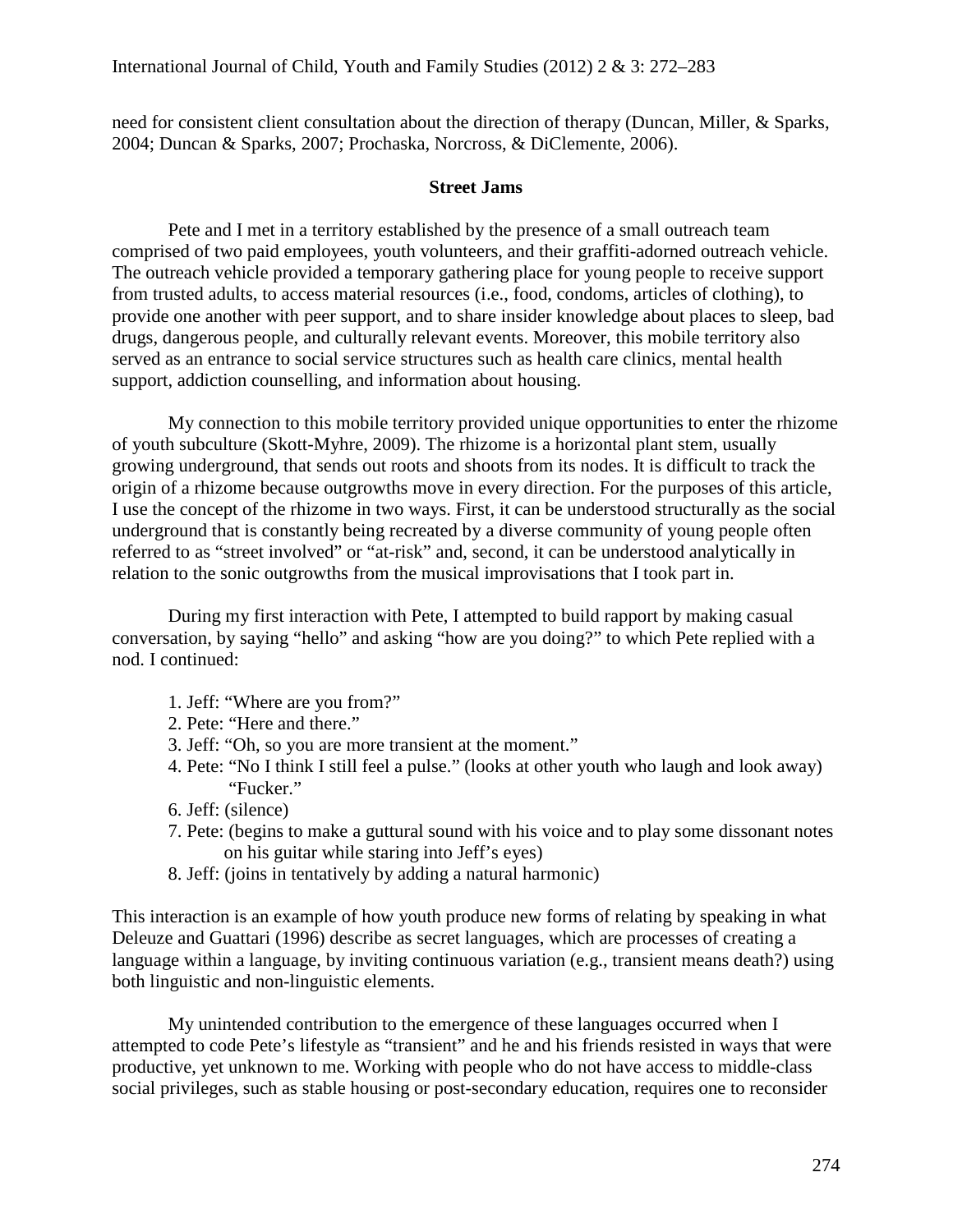need for consistent client consultation about the direction of therapy (Duncan, Miller, & Sparks, 2004; Duncan & Sparks, 2007; Prochaska, Norcross, & DiClemente, 2006).

## Street Jams

Pete and I met in a territory established by the presence of a small outreach team comprised of two paid employees, youth volunteers, and their graffiti-adorned outreach vehicle. The outreach vehicle provided a temporary gathering place for young people to receive support from trusted adults, to access material resources (i.e., food, condoms, articles of clothing), to provide one another with peer support, and to share insider knowledge about places to sleep, bad drugs, dangerous people, and culturally relevant events. Moreover, this mobile territory also served as an entrance to social service structures such as health care clinics, mental health support, addiction counselling, and information about housing.

My connection to this mobile territory provided unique opportunities to enter the rhizome of youth subculture (Skott-Myhre, 2009). The rhizome is a horizontal plant stem, usually growing underground, that sends out roots and shoots from its nodes. It is difficult to track the origin of a rhizome because outgrowths move in every direction. For the purposes of this article, I use the concept of the rhizome in two ways. First, it can be understood structurally as the social underground that is constantly being recreated by a diverse community of young people often referred to as "street involved" or "at-risk" and, second, it can be understood analytically in relation to the sonic outgrowths from the musical improvisations that I took part in.

During my first interaction with Pete, I attempted to build rapport by making casual conversation, by saying "hello" and asking "how are you doing?" to which Pete replied with a nod. I continued:

1. Jeff: "Where are you from?"
2. Pete: "Here and there."
3. Jeff: "Oh, so you are more transient at the moment."
4. Pete: "No I think I still feel a pulse." (looks at other youth who laugh and look away) "Fucker."
6. Jeff: (silence)
7. Pete: (begins to make a guttural sound with his voice and to play some dissonant notes on his guitar while staring into Jeff's eyes)
8. Jeff: (joins in tentatively by adding a natural harmonic)

This interaction is an example of how youth produce new forms of relating by speaking in what Deleuze and Guattari (1996) describe as secret languages, which are processes of creating a language within a language, by inviting continuous variation (e.g., transient means death?) using both linguistic and non-linguistic elements.

My unintended contribution to the emergence of these languages occurred when I attempted to code Pete's lifestyle as "transient" and he and his friends resisted in ways that were productive, yet unknown to me. Working with people who do not have access to middle-class social privileges, such as stable housing or post-secondary education, requires one to reconsider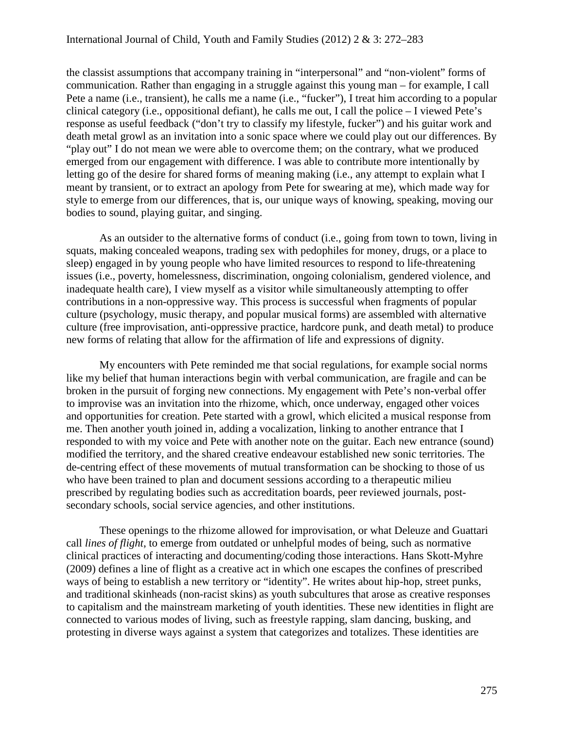the classist assumptions that accompany training in "interpersonal" and "non-violent" forms of communication. Rather than engaging in a struggle against this young man – for example, I call Pete a name (i.e., transient), he calls me a name (i.e., "fucker"), I treat him according to a popular clinical category (i.e., oppositional defiant), he calls me out, I call the police – I viewed Pete's response as useful feedback ("don't try to classify my lifestyle, fucker") and his guitar work and death metal growl as an invitation into a sonic space where we could play out our differences. By "play out" I do not mean we were able to overcome them; on the contrary, what we produced emerged from our engagement with difference. I was able to contribute more intentionally by letting go of the desire for shared forms of meaning making (i.e., any attempt to explain what I meant by transient, or to extract an apology from Pete for swearing at me), which made way for style to emerge from our differences, that is, our unique ways of knowing, speaking, moving our bodies to sound, playing guitar, and singing.

As an outsider to the alternative forms of conduct (i.e., going from town to town, living in squats, making concealed weapons, trading sex with pedophiles for money, drugs, or a place to sleep) engaged in by young people who have limited resources to respond to life-threatening issues (i.e., poverty, homelessness, discrimination, ongoing colonialism, gendered violence, and inadequate health care), I view myself as a visitor while simultaneously attempting to offer contributions in a non-oppressive way. This process is successful when fragments of popular culture (psychology, music therapy, and popular musical forms) are assembled with alternative culture (free improvisation, anti-oppressive practice, hardcore punk, and death metal) to produce new forms of relating that allow for the affirmation of life and expressions of dignity.

My encounters with Pete reminded me that social regulations, for example social norms like my belief that human interactions begin with verbal communication, are fragile and can be broken in the pursuit of forging new connections. My engagement with Pete's non-verbal offer to improvise was an invitation into the rhizome, which, once underway, engaged other voices and opportunities for creation. Pete started with a growl, which elicited a musical response from me. Then another youth joined in, adding a vocalization, linking to another entrance that I responded to with my voice and Pete with another note on the guitar. Each new entrance (sound) modified the territory, and the shared creative endeavour established new sonic territories. The de-centring effect of these movements of mutual transformation can be shocking to those of us who have been trained to plan and document sessions according to a therapeutic milieu prescribed by regulating bodies such as accreditation boards, peer reviewed journals, post-secondary schools, social service agencies, and other institutions.

These openings to the rhizome allowed for improvisation, or what Deleuze and Guattari call *lines of flight*, to emerge from outdated or unhelpful modes of being, such as normative clinical practices of interacting and documenting/coding those interactions. Hans Skott-Myhre (2009) defines a line of flight as a creative act in which one escapes the confines of prescribed ways of being to establish a new territory or "identity". He writes about hip-hop, street punks, and traditional skinheads (non-racist skins) as youth subcultures that arose as creative responses to capitalism and the mainstream marketing of youth identities. These new identities in flight are connected to various modes of living, such as freestyle rapping, slam dancing, busking, and protesting in diverse ways against a system that categorizes and totalizes. These identities are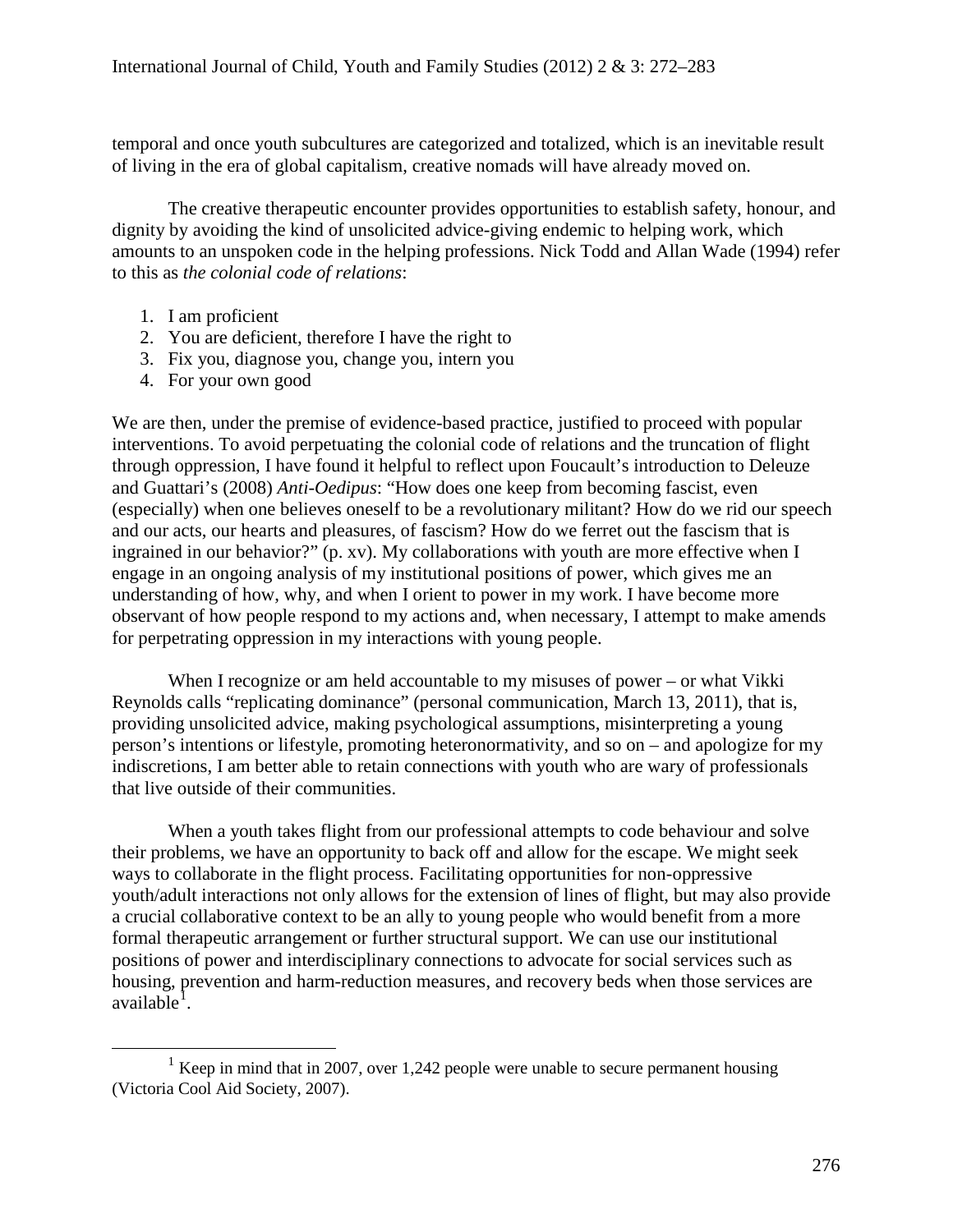temporal and once youth subcultures are categorized and totalized, which is an inevitable result of living in the era of global capitalism, creative nomads will have already moved on.

The creative therapeutic encounter provides opportunities to establish safety, honour, and dignity by avoiding the kind of unsolicited advice-giving endemic to helping work, which amounts to an unspoken code in the helping professions. Nick Todd and Allan Wade (1994) refer to this as *the colonial code of relations*:

1. I am proficient
2. You are deficient, therefore I have the right to
3. Fix you, diagnose you, change you, intern you
4. For your own good

We are then, under the premise of evidence-based practice, justified to proceed with popular interventions. To avoid perpetuating the colonial code of relations and the truncation of flight through oppression, I have found it helpful to reflect upon Foucault's introduction to Deleuze and Guattari's (2008) *Anti-Oedipus*: "How does one keep from becoming fascist, even (especially) when one believes oneself to be a revolutionary militant? How do we rid our speech and our acts, our hearts and pleasures, of fascism? How do we ferret out the fascism that is ingrained in our behavior?" (p. xv). My collaborations with youth are more effective when I engage in an ongoing analysis of my institutional positions of power, which gives me an understanding of how, why, and when I orient to power in my work. I have become more observant of how people respond to my actions and, when necessary, I attempt to make amends for perpetrating oppression in my interactions with young people.

When I recognize or am held accountable to my misuses of power – or what Vikki Reynolds calls "replicating dominance" (personal communication, March 13, 2011), that is, providing unsolicited advice, making psychological assumptions, misinterpreting a young person's intentions or lifestyle, promoting heteronormativity, and so on – and apologize for my indiscretions, I am better able to retain connections with youth who are wary of professionals that live outside of their communities.

When a youth takes flight from our professional attempts to code behaviour and solve their problems, we have an opportunity to back off and allow for the escape. We might seek ways to collaborate in the flight process. Facilitating opportunities for non-oppressive youth/adult interactions not only allows for the extension of lines of flight, but may also provide a crucial collaborative context to be an ally to young people who would benefit from a more formal therapeutic arrangement or further structural support. We can use our institutional positions of power and interdisciplinary connections to advocate for social services such as housing, prevention and harm-reduction measures, and recovery beds when those services are available[1].

---

[1] Keep in mind that in 2007, over 1,242 people were unable to secure permanent housing (Victoria Cool Aid Society, 2007).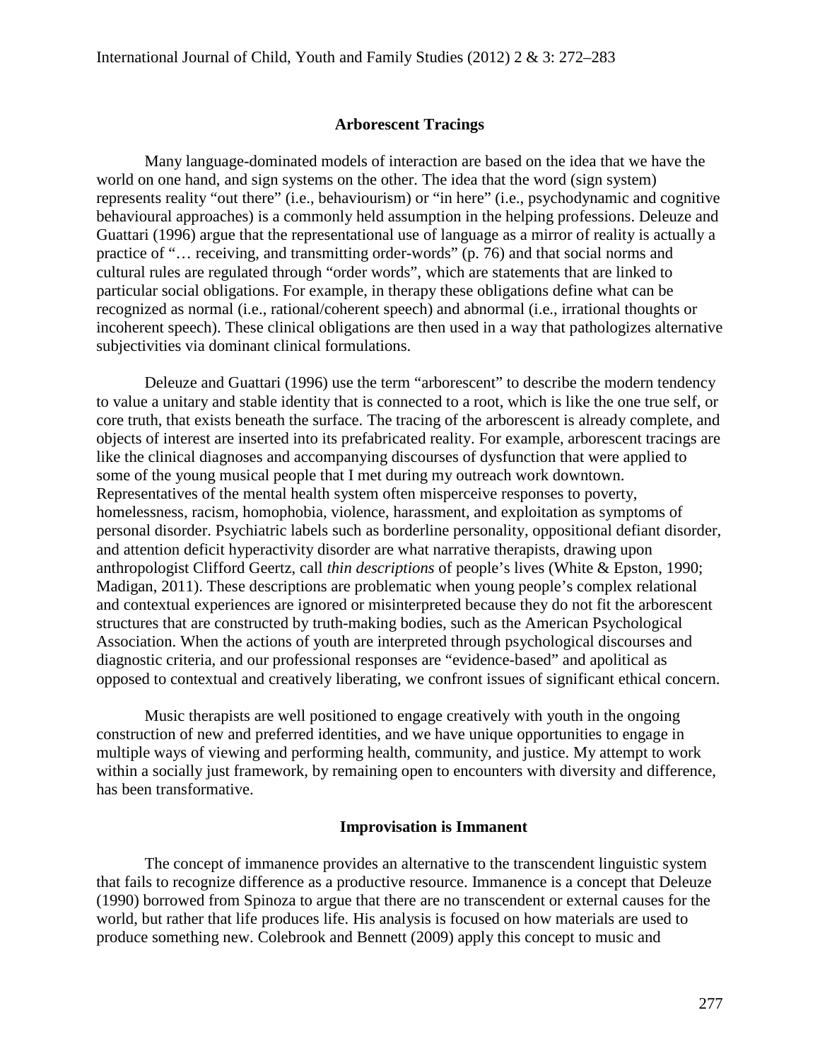## Arborescent Tracings

Many language-dominated models of interaction are based on the idea that we have the world on one hand, and sign systems on the other. The idea that the word (sign system) represents reality "out there" (i.e., behaviourism) or "in here" (i.e., psychodynamic and cognitive behavioural approaches) is a commonly held assumption in the helping professions. Deleuze and Guattari (1996) argue that the representational use of language as a mirror of reality is actually a practice of "… receiving, and transmitting order-words" (p. 76) and that social norms and cultural rules are regulated through "order words", which are statements that are linked to particular social obligations. For example, in therapy these obligations define what can be recognized as normal (i.e., rational/coherent speech) and abnormal (i.e., irrational thoughts or incoherent speech). These clinical obligations are then used in a way that pathologizes alternative subjectivities via dominant clinical formulations.

Deleuze and Guattari (1996) use the term "arborescent" to describe the modern tendency to value a unitary and stable identity that is connected to a root, which is like the one true self, or core truth, that exists beneath the surface. The tracing of the arborescent is already complete, and objects of interest are inserted into its prefabricated reality. For example, arborescent tracings are like the clinical diagnoses and accompanying discourses of dysfunction that were applied to some of the young musical people that I met during my outreach work downtown. Representatives of the mental health system often misperceive responses to poverty, homelessness, racism, homophobia, violence, harassment, and exploitation as symptoms of personal disorder. Psychiatric labels such as borderline personality, oppositional defiant disorder, and attention deficit hyperactivity disorder are what narrative therapists, drawing upon anthropologist Clifford Geertz, call *thin descriptions* of people's lives (White & Epston, 1990; Madigan, 2011). These descriptions are problematic when young people's complex relational and contextual experiences are ignored or misinterpreted because they do not fit the arborescent structures that are constructed by truth-making bodies, such as the American Psychological Association. When the actions of youth are interpreted through psychological discourses and diagnostic criteria, and our professional responses are "evidence-based" and apolitical as opposed to contextual and creatively liberating, we confront issues of significant ethical concern.

Music therapists are well positioned to engage creatively with youth in the ongoing construction of new and preferred identities, and we have unique opportunities to engage in multiple ways of viewing and performing health, community, and justice. My attempt to work within a socially just framework, by remaining open to encounters with diversity and difference, has been transformative.

## Improvisation is Immanent

The concept of immanence provides an alternative to the transcendent linguistic system that fails to recognize difference as a productive resource. Immanence is a concept that Deleuze (1990) borrowed from Spinoza to argue that there are no transcendent or external causes for the world, but rather that life produces life. His analysis is focused on how materials are used to produce something new. Colebrook and Bennett (2009) apply this concept to music and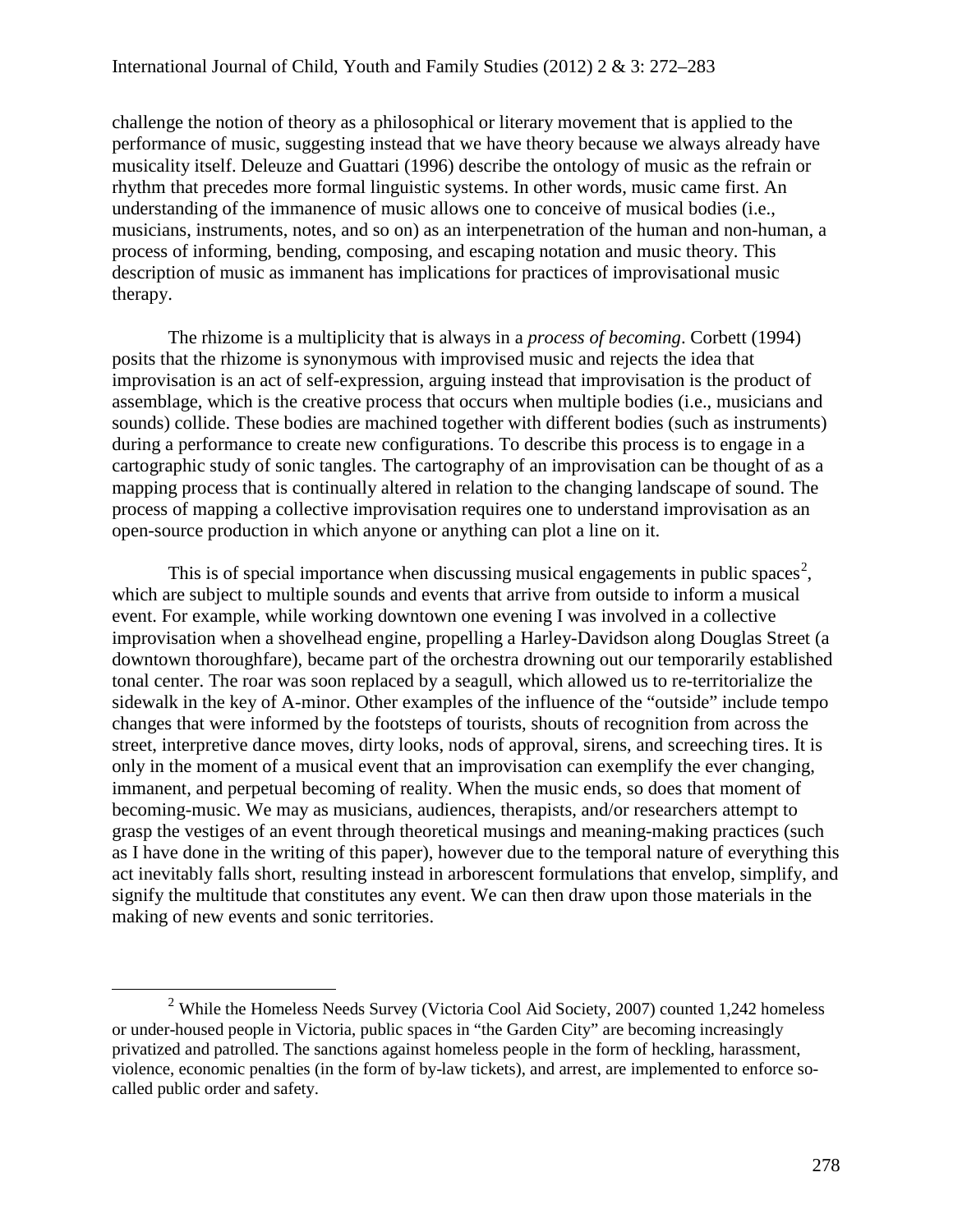challenge the notion of theory as a philosophical or literary movement that is applied to the performance of music, suggesting instead that we have theory because we always already have musicality itself. Deleuze and Guattari (1996) describe the ontology of music as the refrain or rhythm that precedes more formal linguistic systems. In other words, music came first. An understanding of the immanence of music allows one to conceive of musical bodies (i.e., musicians, instruments, notes, and so on) as an interpenetration of the human and non-human, a process of informing, bending, composing, and escaping notation and music theory. This description of music as immanent has implications for practices of improvisational music therapy.

The rhizome is a multiplicity that is always in a *process of becoming*. Corbett (1994) posits that the rhizome is synonymous with improvised music and rejects the idea that improvisation is an act of self-expression, arguing instead that improvisation is the product of assemblage, which is the creative process that occurs when multiple bodies (i.e., musicians and sounds) collide. These bodies are machined together with different bodies (such as instruments) during a performance to create new configurations. To describe this process is to engage in a cartographic study of sonic tangles. The cartography of an improvisation can be thought of as a mapping process that is continually altered in relation to the changing landscape of sound. The process of mapping a collective improvisation requires one to understand improvisation as an open-source production in which anyone or anything can plot a line on it.

This is of special importance when discussing musical engagements in public spaces[2], which are subject to multiple sounds and events that arrive from outside to inform a musical event. For example, while working downtown one evening I was involved in a collective improvisation when a shovelhead engine, propelling a Harley-Davidson along Douglas Street (a downtown thoroughfare), became part of the orchestra drowning out our temporarily established tonal center. The roar was soon replaced by a seagull, which allowed us to re-territorialize the sidewalk in the key of A-minor. Other examples of the influence of the "outside" include tempo changes that were informed by the footsteps of tourists, shouts of recognition from across the street, interpretive dance moves, dirty looks, nods of approval, sirens, and screeching tires. It is only in the moment of a musical event that an improvisation can exemplify the ever changing, immanent, and perpetual becoming of reality. When the music ends, so does that moment of becoming-music. We may as musicians, audiences, therapists, and/or researchers attempt to grasp the vestiges of an event through theoretical musings and meaning-making practices (such as I have done in the writing of this paper), however due to the temporal nature of everything this act inevitably falls short, resulting instead in arborescent formulations that envelop, simplify, and signify the multitude that constitutes any event. We can then draw upon those materials in the making of new events and sonic territories.

[2] While the Homeless Needs Survey (Victoria Cool Aid Society, 2007) counted 1,242 homeless or under-housed people in Victoria, public spaces in "the Garden City" are becoming increasingly privatized and patrolled. The sanctions against homeless people in the form of heckling, harassment, violence, economic penalties (in the form of by-law tickets), and arrest, are implemented to enforce so-called public order and safety.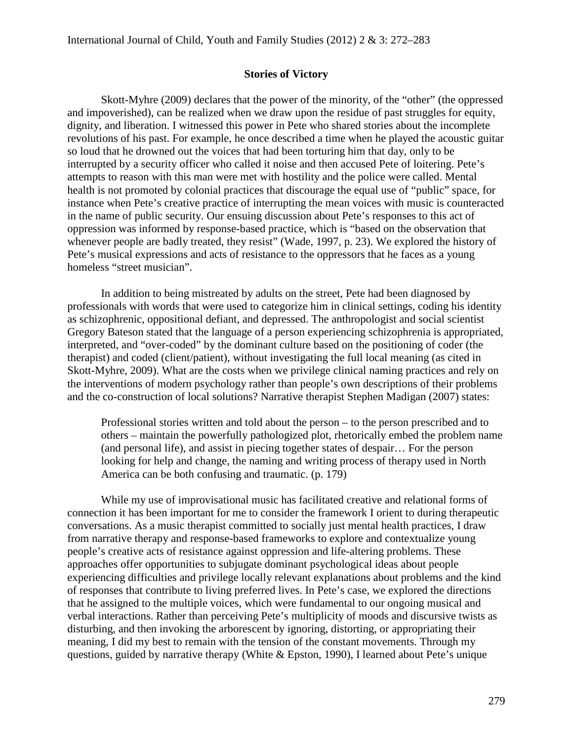## Stories of Victory

Skott-Myhre (2009) declares that the power of the minority, of the "other" (the oppressed and impoverished), can be realized when we draw upon the residue of past struggles for equity, dignity, and liberation. I witnessed this power in Pete who shared stories about the incomplete revolutions of his past. For example, he once described a time when he played the acoustic guitar so loud that he drowned out the voices that had been torturing him that day, only to be interrupted by a security officer who called it noise and then accused Pete of loitering. Pete's attempts to reason with this man were met with hostility and the police were called. Mental health is not promoted by colonial practices that discourage the equal use of "public" space, for instance when Pete's creative practice of interrupting the mean voices with music is counteracted in the name of public security. Our ensuing discussion about Pete's responses to this act of oppression was informed by response-based practice, which is "based on the observation that whenever people are badly treated, they resist" (Wade, 1997, p. 23). We explored the history of Pete's musical expressions and acts of resistance to the oppressors that he faces as a young homeless "street musician".

In addition to being mistreated by adults on the street, Pete had been diagnosed by professionals with words that were used to categorize him in clinical settings, coding his identity as schizophrenic, oppositional defiant, and depressed. The anthropologist and social scientist Gregory Bateson stated that the language of a person experiencing schizophrenia is appropriated, interpreted, and "over-coded" by the dominant culture based on the positioning of coder (the therapist) and coded (client/patient), without investigating the full local meaning (as cited in Skott-Myhre, 2009). What are the costs when we privilege clinical naming practices and rely on the interventions of modern psychology rather than people's own descriptions of their problems and the co-construction of local solutions? Narrative therapist Stephen Madigan (2007) states:

> Professional stories written and told about the person – to the person prescribed and to others – maintain the powerfully pathologized plot, rhetorically embed the problem name (and personal life), and assist in piecing together states of despair… For the person looking for help and change, the naming and writing process of therapy used in North America can be both confusing and traumatic. (p. 179)

While my use of improvisational music has facilitated creative and relational forms of connection it has been important for me to consider the framework I orient to during therapeutic conversations. As a music therapist committed to socially just mental health practices, I draw from narrative therapy and response-based frameworks to explore and contextualize young people's creative acts of resistance against oppression and life-altering problems. These approaches offer opportunities to subjugate dominant psychological ideas about people experiencing difficulties and privilege locally relevant explanations about problems and the kind of responses that contribute to living preferred lives. In Pete's case, we explored the directions that he assigned to the multiple voices, which were fundamental to our ongoing musical and verbal interactions. Rather than perceiving Pete's multiplicity of moods and discursive twists as disturbing, and then invoking the arborescent by ignoring, distorting, or appropriating their meaning, I did my best to remain with the tension of the constant movements. Through my questions, guided by narrative therapy (White & Epston, 1990), I learned about Pete's unique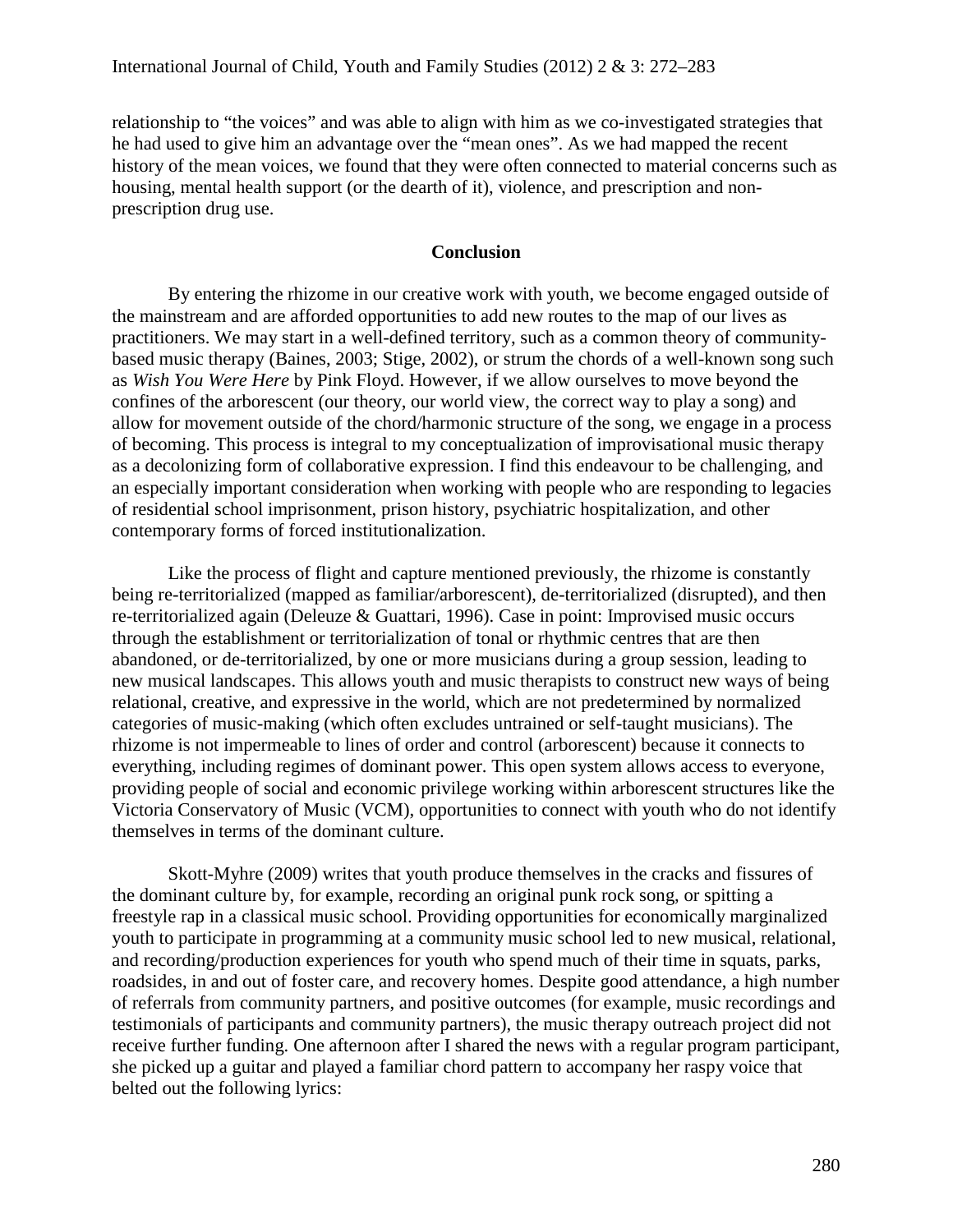relationship to "the voices" and was able to align with him as we co-investigated strategies that he had used to give him an advantage over the "mean ones". As we had mapped the recent history of the mean voices, we found that they were often connected to material concerns such as housing, mental health support (or the dearth of it), violence, and prescription and non-prescription drug use.

## Conclusion

By entering the rhizome in our creative work with youth, we become engaged outside of the mainstream and are afforded opportunities to add new routes to the map of our lives as practitioners. We may start in a well-defined territory, such as a common theory of community-based music therapy (Baines, 2003; Stige, 2002), or strum the chords of a well-known song such as *Wish You Were Here* by Pink Floyd. However, if we allow ourselves to move beyond the confines of the arborescent (our theory, our world view, the correct way to play a song) and allow for movement outside of the chord/harmonic structure of the song, we engage in a process of becoming. This process is integral to my conceptualization of improvisational music therapy as a decolonizing form of collaborative expression. I find this endeavour to be challenging, and an especially important consideration when working with people who are responding to legacies of residential school imprisonment, prison history, psychiatric hospitalization, and other contemporary forms of forced institutionalization.

Like the process of flight and capture mentioned previously, the rhizome is constantly being re-territorialized (mapped as familiar/arborescent), de-territorialized (disrupted), and then re-territorialized again (Deleuze & Guattari, 1996). Case in point: Improvised music occurs through the establishment or territorialization of tonal or rhythmic centres that are then abandoned, or de-territorialized, by one or more musicians during a group session, leading to new musical landscapes. This allows youth and music therapists to construct new ways of being relational, creative, and expressive in the world, which are not predetermined by normalized categories of music-making (which often excludes untrained or self-taught musicians). The rhizome is not impermeable to lines of order and control (arborescent) because it connects to everything, including regimes of dominant power. This open system allows access to everyone, providing people of social and economic privilege working within arborescent structures like the Victoria Conservatory of Music (VCM), opportunities to connect with youth who do not identify themselves in terms of the dominant culture.

Skott-Myhre (2009) writes that youth produce themselves in the cracks and fissures of the dominant culture by, for example, recording an original punk rock song, or spitting a freestyle rap in a classical music school. Providing opportunities for economically marginalized youth to participate in programming at a community music school led to new musical, relational, and recording/production experiences for youth who spend much of their time in squats, parks, roadsides, in and out of foster care, and recovery homes. Despite good attendance, a high number of referrals from community partners, and positive outcomes (for example, music recordings and testimonials of participants and community partners), the music therapy outreach project did not receive further funding. One afternoon after I shared the news with a regular program participant, she picked up a guitar and played a familiar chord pattern to accompany her raspy voice that belted out the following lyrics: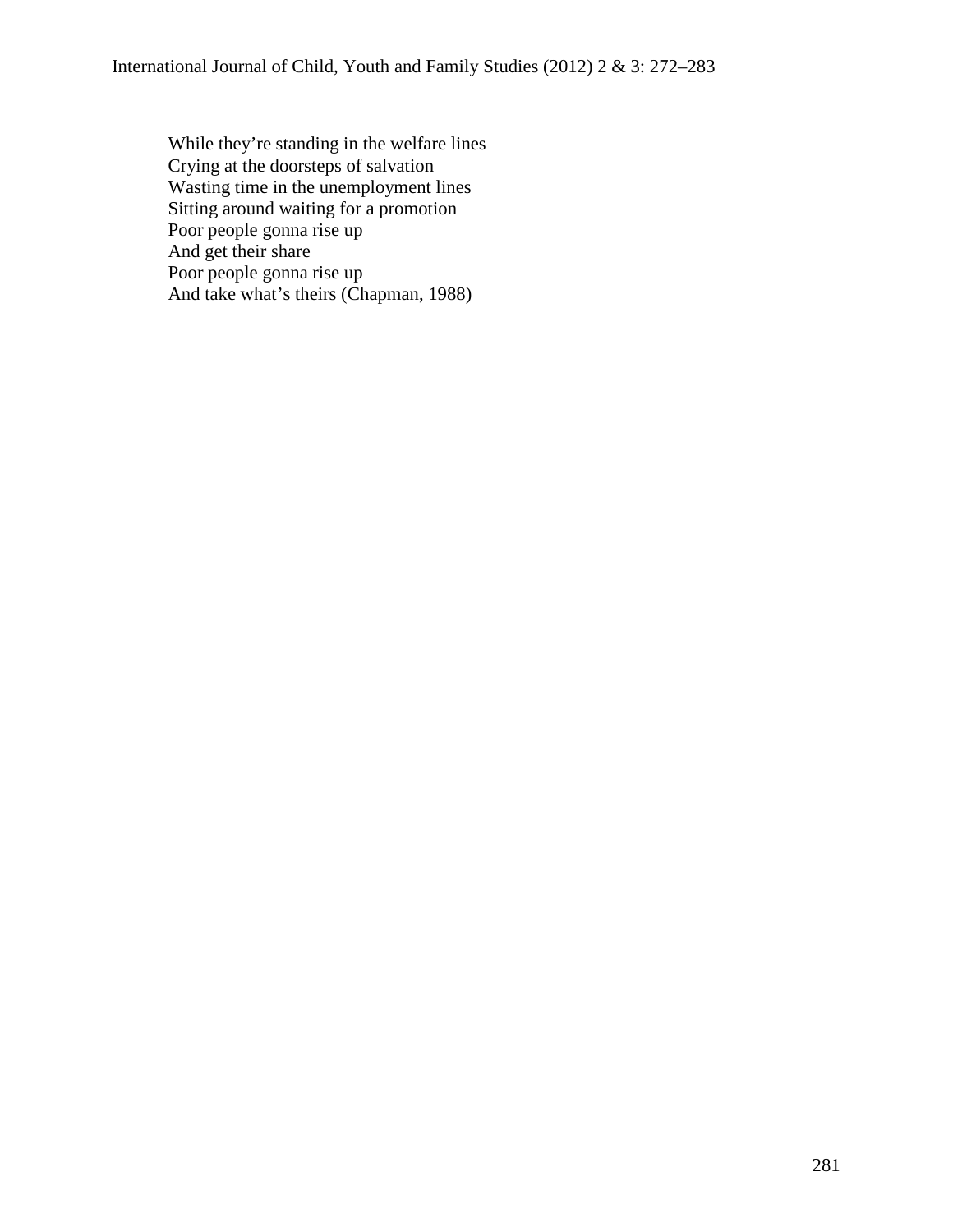While they’re standing in the welfare lines
Crying at the doorsteps of salvation
Wasting time in the unemployment lines
Sitting around waiting for a promotion
Poor people gonna rise up
And get their share
Poor people gonna rise up
And take what’s theirs (Chapman, 1988)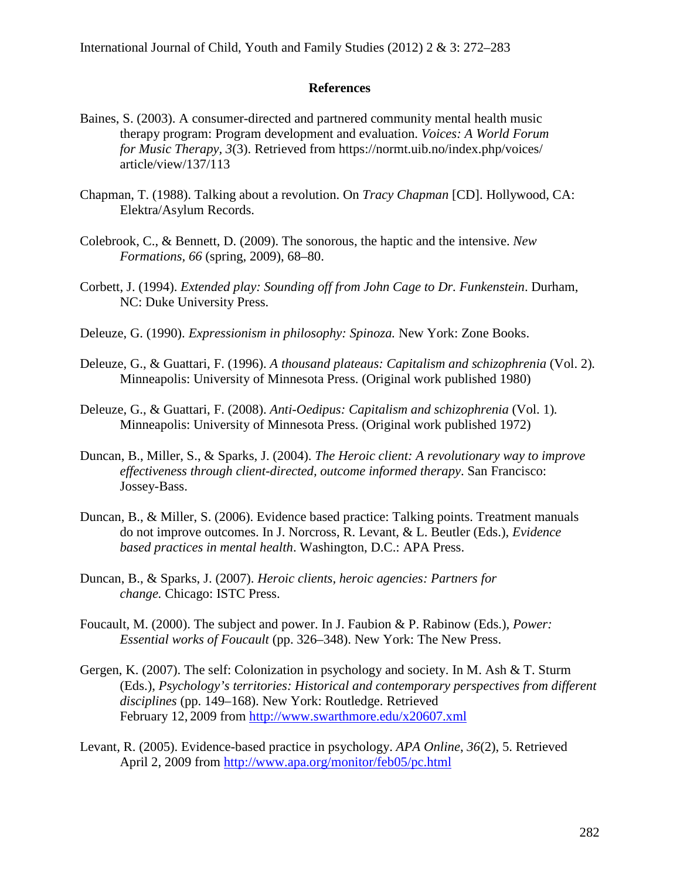## References

Baines, S. (2003). A consumer-directed and partnered community mental health music therapy program: Program development and evaluation. *Voices: A World Forum for Music Therapy, 3*(3). Retrieved from https://normt.uib.no/index.php/voices/article/view/137/113

Chapman, T. (1988). Talking about a revolution. On *Tracy Chapman* [CD]. Hollywood, CA: Elektra/Asylum Records.

Colebrook, C., & Bennett, D. (2009). The sonorous, the haptic and the intensive. *New Formations, 66* (spring, 2009), 68–80.

Corbett, J. (1994). *Extended play: Sounding off from John Cage to Dr. Funkenstein*. Durham, NC: Duke University Press.

Deleuze, G. (1990). *Expressionism in philosophy: Spinoza.* New York: Zone Books.

Deleuze, G., & Guattari, F. (1996). *A thousand plateaus: Capitalism and schizophrenia* (Vol. 2). Minneapolis: University of Minnesota Press. (Original work published 1980)

Deleuze, G., & Guattari, F. (2008). *Anti-Oedipus: Capitalism and schizophrenia* (Vol. 1). Minneapolis: University of Minnesota Press. (Original work published 1972)

Duncan, B., Miller, S., & Sparks, J. (2004). *The Heroic client: A revolutionary way to improve effectiveness through client-directed, outcome informed therapy*. San Francisco: Jossey-Bass.

Duncan, B., & Miller, S. (2006). Evidence based practice: Talking points. Treatment manuals do not improve outcomes. In J. Norcross, R. Levant, & L. Beutler (Eds.), *Evidence based practices in mental health*. Washington, D.C.: APA Press.

Duncan, B., & Sparks, J. (2007). *Heroic clients, heroic agencies: Partners for change.* Chicago: ISTC Press.

Foucault, M. (2000). The subject and power. In J. Faubion & P. Rabinow (Eds.), *Power: Essential works of Foucault* (pp. 326–348). New York: The New Press.

Gergen, K. (2007). The self: Colonization in psychology and society. In M. Ash & T. Sturm (Eds.), *Psychology's territories: Historical and contemporary perspectives from different disciplines* (pp. 149–168). New York: Routledge. Retrieved February 12, 2009 from http://www.swarthmore.edu/x20607.xml

Levant, R. (2005). Evidence-based practice in psychology. *APA Online*, *36*(2), 5. Retrieved April 2, 2009 from http://www.apa.org/monitor/feb05/pc.html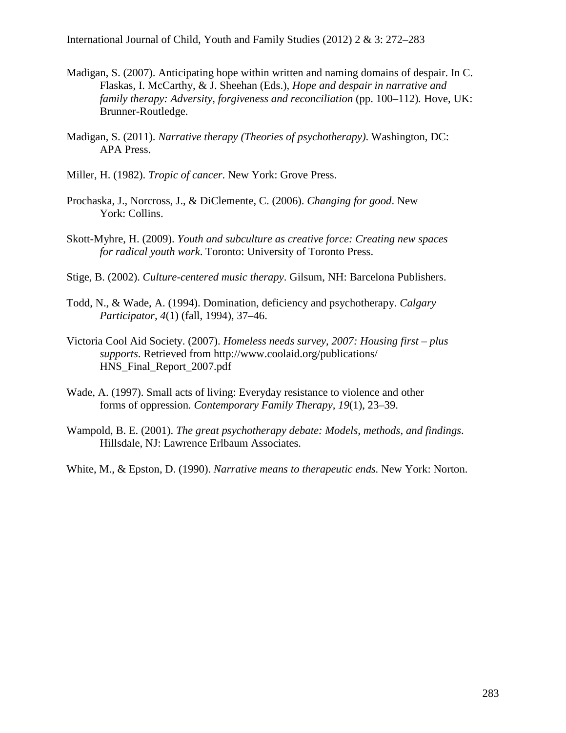Madigan, S. (2007). Anticipating hope within written and naming domains of despair. In C. Flaskas, I. McCarthy, & J. Sheehan (Eds.), *Hope and despair in narrative and family therapy: Adversity, forgiveness and reconciliation* (pp. 100–112)*.* Hove, UK: Brunner-Routledge.

Madigan, S. (2011). *Narrative therapy (Theories of psychotherapy)*. Washington, DC: APA Press.

Miller, H. (1982). *Tropic of cancer*. New York: Grove Press.

Prochaska, J., Norcross, J., & DiClemente, C. (2006). *Changing for good*. New York: Collins.

Skott-Myhre, H. (2009). *Youth and subculture as creative force: Creating new spaces for radical youth work*. Toronto: University of Toronto Press.

Stige, B. (2002). *Culture-centered music therapy*. Gilsum, NH: Barcelona Publishers.

Todd, N., & Wade, A. (1994). Domination, deficiency and psychotherapy. *Calgary Participator, 4*(1) (fall, 1994), 37–46.

Victoria Cool Aid Society. (2007). *Homeless needs survey, 2007: Housing first – plus supports*. Retrieved from http://www.coolaid.org/publications/HNS_Final_Report_2007.pdf

Wade, A. (1997). Small acts of living: Everyday resistance to violence and other forms of oppression*. Contemporary Family Therapy, 19*(1), 23–39.

Wampold, B. E. (2001). *The great psychotherapy debate: Models, methods, and findings*. Hillsdale, NJ: Lawrence Erlbaum Associates.

White, M., & Epston, D. (1990). *Narrative means to therapeutic ends.* New York: Norton.